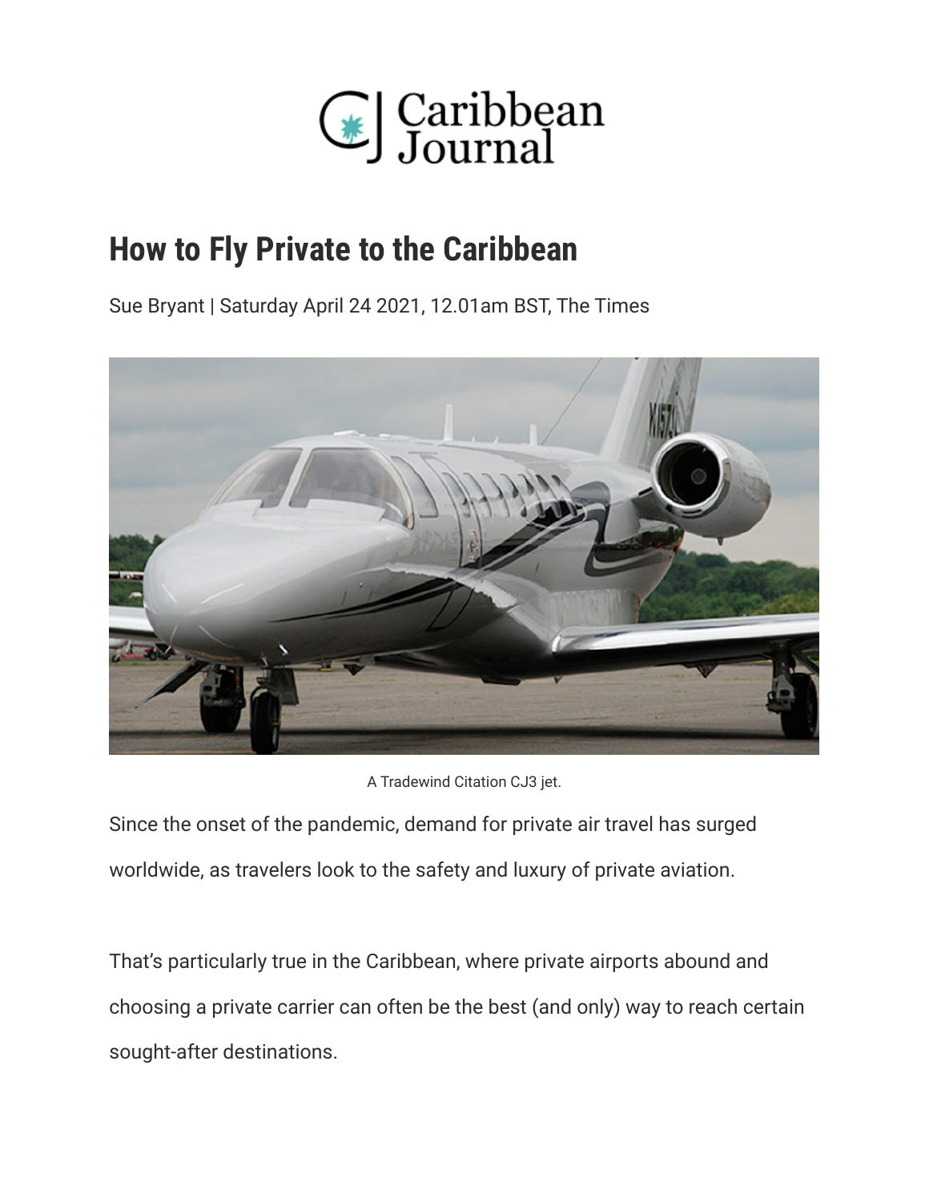Caribbean Journal

# How to Fly Private to the Caribbean

Sue Bryant | Saturday April 24 2021, 12.01am BST, The Times

A Tradewind Citation CJ3 jet.

Since the onset of the pandemic, demand for private air travel has surged worldwide, as travelers look to the safety and luxury of private aviation.

That's particularly true in the Caribbean, where private airports abound and choosing a private carrier can often be the best (and only) way to reach certain sought-after destinations.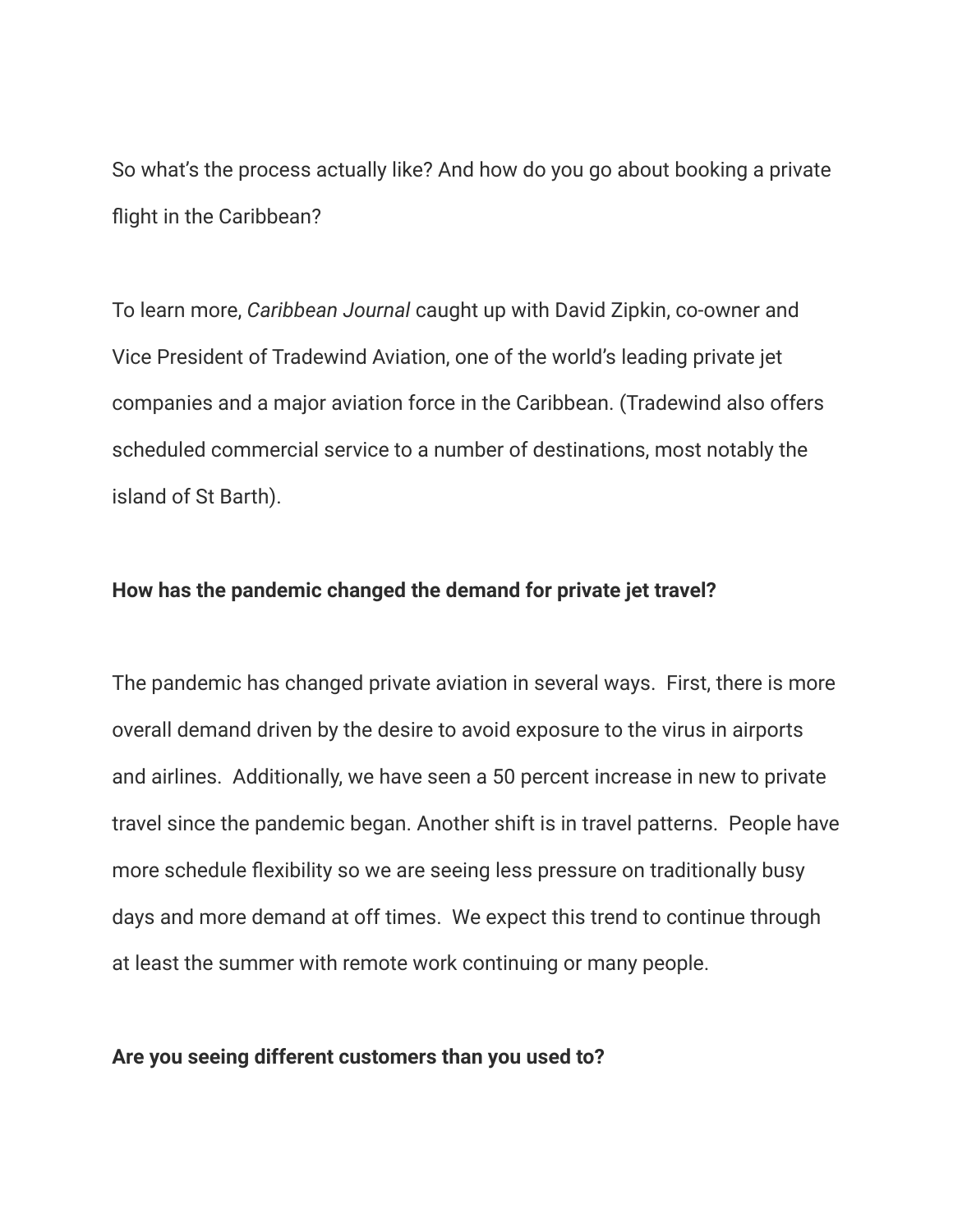So what's the process actually like? And how do you go about booking a private flight in the Caribbean?

To learn more, *Caribbean Journal* caught up with David Zipkin, co-owner and Vice President of Tradewind Aviation, one of the world's leading private jet companies and a major aviation force in the Caribbean. (Tradewind also offers scheduled commercial service to a number of destinations, most notably the island of St Barth).

**How has the pandemic changed the demand for private jet travel?**

The pandemic has changed private aviation in several ways. First, there is more overall demand driven by the desire to avoid exposure to the virus in airports and airlines. Additionally, we have seen a 50 percent increase in new to private travel since the pandemic began. Another shift is in travel patterns. People have more schedule flexibility so we are seeing less pressure on traditionally busy days and more demand at off times. We expect this trend to continue through at least the summer with remote work continuing or many people.

**Are you seeing different customers than you used to?**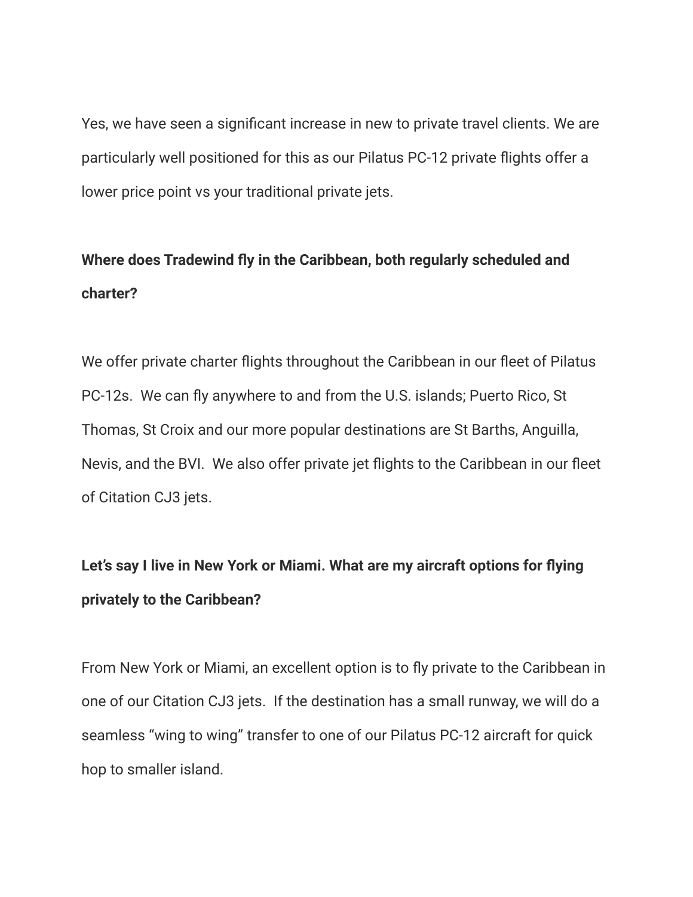Yes, we have seen a significant increase in new to private travel clients. We are particularly well positioned for this as our Pilatus PC-12 private flights offer a lower price point vs your traditional private jets.

**Where does Tradewind fly in the Caribbean, both regularly scheduled and charter?**

We offer private charter flights throughout the Caribbean in our fleet of Pilatus PC-12s. We can fly anywhere to and from the U.S. islands; Puerto Rico, St Thomas, St Croix and our more popular destinations are St Barths, Anguilla, Nevis, and the BVI. We also offer private jet flights to the Caribbean in our fleet of Citation CJ3 jets.

**Let's say I live in New York or Miami. What are my aircraft options for flying privately to the Caribbean?**

From New York or Miami, an excellent option is to fly private to the Caribbean in one of our Citation CJ3 jets. If the destination has a small runway, we will do a seamless "wing to wing" transfer to one of our Pilatus PC-12 aircraft for quick hop to smaller island.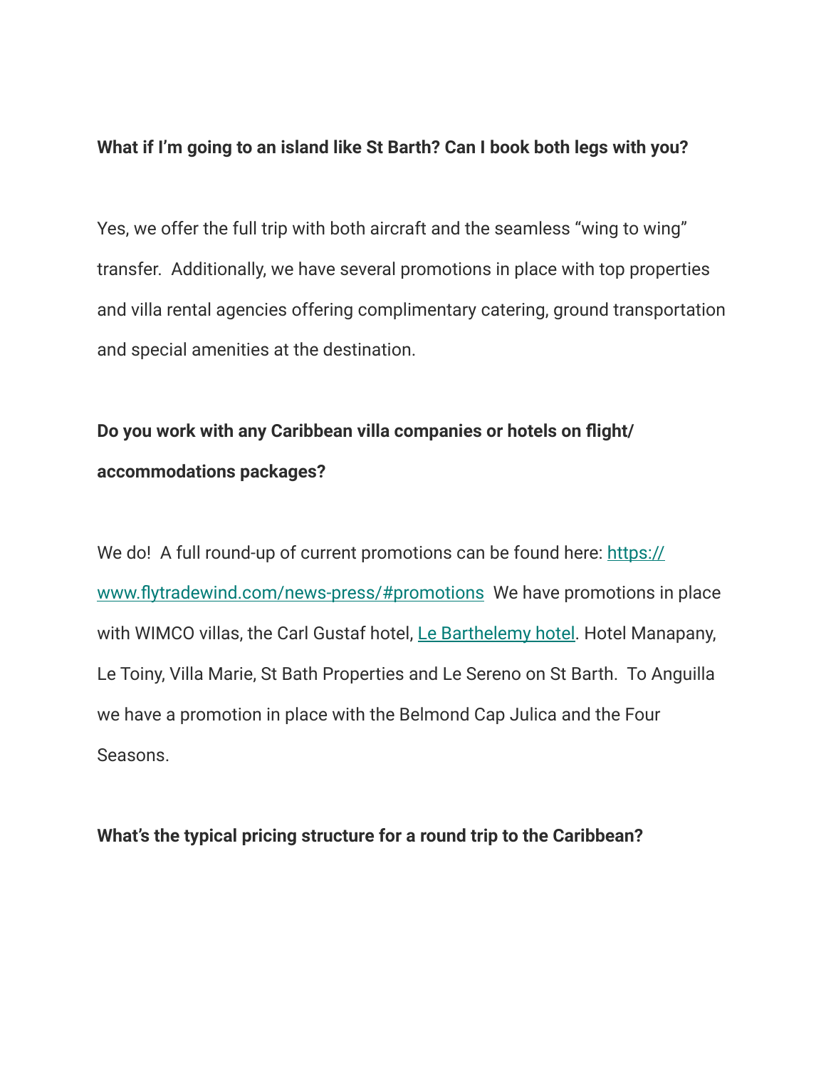**What if I'm going to an island like St Barth? Can I book both legs with you?**

Yes, we offer the full trip with both aircraft and the seamless "wing to wing" transfer. Additionally, we have several promotions in place with top properties and villa rental agencies offering complimentary catering, ground transportation and special amenities at the destination.

**Do you work with any Caribbean villa companies or hotels on flight/ accommodations packages?**

We do! A full round-up of current promotions can be found here: https://www.flytradewind.com/news-press/#promotions We have promotions in place with WIMCO villas, the Carl Gustaf hotel, Le Barthelemy hotel. Hotel Manapany, Le Toiny, Villa Marie, St Bath Properties and Le Sereno on St Barth. To Anguilla we have a promotion in place with the Belmond Cap Julica and the Four Seasons.

**What's the typical pricing structure for a round trip to the Caribbean?**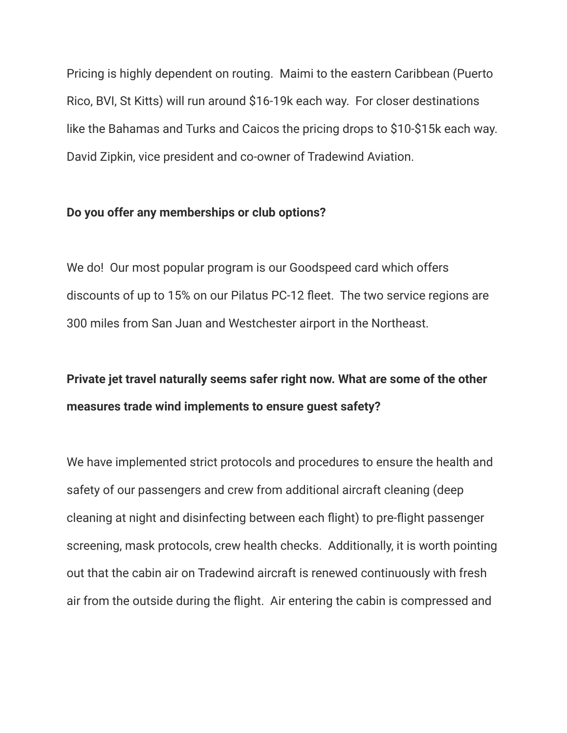Pricing is highly dependent on routing. Maimi to the eastern Caribbean (Puerto Rico, BVI, St Kitts) will run around $16-19k each way. For closer destinations like the Bahamas and Turks and Caicos the pricing drops to $10-$15k each way. David Zipkin, vice president and co-owner of Tradewind Aviation.

**Do you offer any memberships or club options?**

We do! Our most popular program is our Goodspeed card which offers discounts of up to 15% on our Pilatus PC-12 fleet. The two service regions are 300 miles from San Juan and Westchester airport in the Northeast.

**Private jet travel naturally seems safer right now. What are some of the other measures trade wind implements to ensure guest safety?**

We have implemented strict protocols and procedures to ensure the health and safety of our passengers and crew from additional aircraft cleaning (deep cleaning at night and disinfecting between each flight) to pre-flight passenger screening, mask protocols, crew health checks. Additionally, it is worth pointing out that the cabin air on Tradewind aircraft is renewed continuously with fresh air from the outside during the flight. Air entering the cabin is compressed and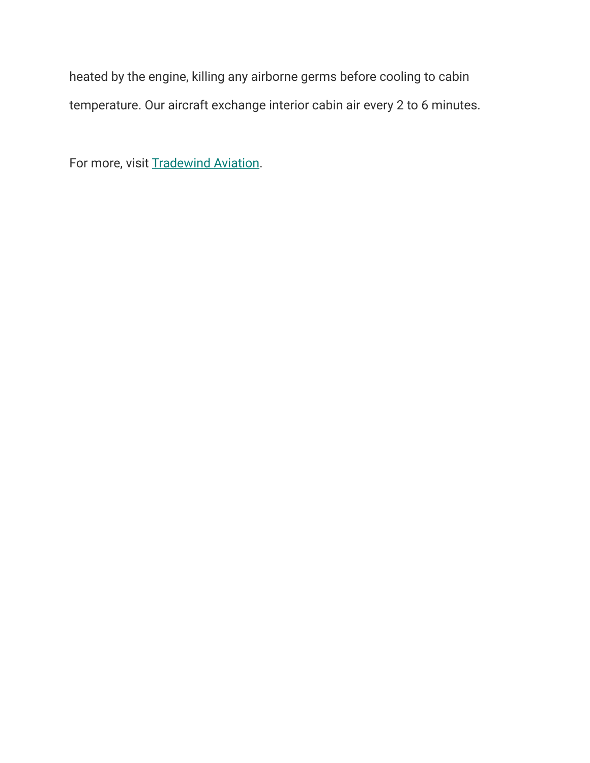heated by the engine, killing any airborne germs before cooling to cabin temperature. Our aircraft exchange interior cabin air every 2 to 6 minutes.

For more, visit Tradewind Aviation.